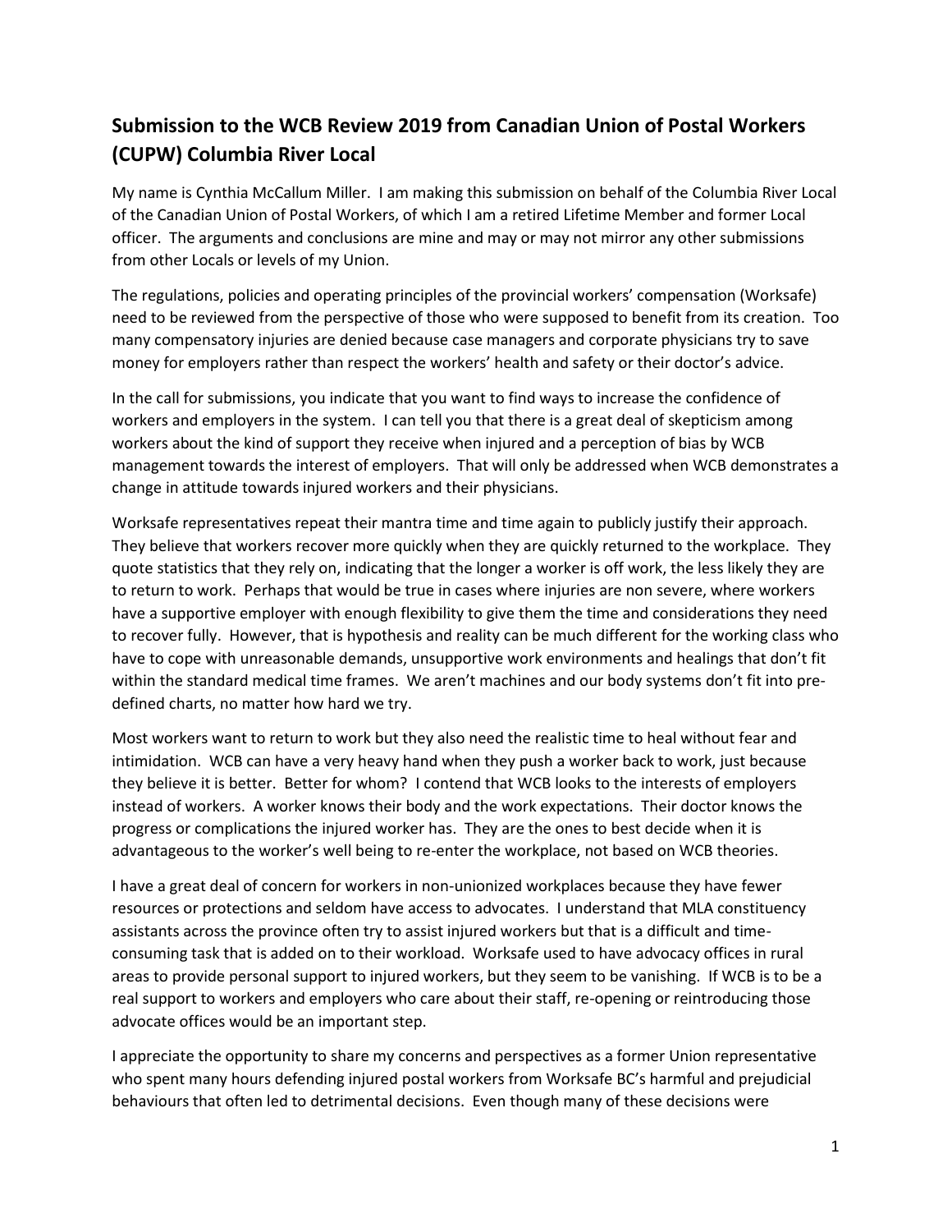## Submission to the WCB Review 2019 from Canadian Union of Postal Workers (CUPW) Columbia River Local

My name is Cynthia McCallum Miller. I am making this submission on behalf of the Columbia River Local of the Canadian Union of Postal Workers, of which I am a retired Lifetime Member and former Local officer. The arguments and conclusions are mine and may or may not mirror any other submissions from other Locals or levels of my Union.

The regulations, policies and operating principles of the provincial workers' compensation (Worksafe) need to be reviewed from the perspective of those who were supposed to benefit from its creation. Too many compensatory injuries are denied because case managers and corporate physicians try to save money for employers rather than respect the workers' health and safety or their doctor's advice.

In the call for submissions, you indicate that you want to find ways to increase the confidence of workers and employers in the system. I can tell you that there is a great deal of skepticism among workers about the kind of support they receive when injured and a perception of bias by WCB management towards the interest of employers. That will only be addressed when WCB demonstrates a change in attitude towards injured workers and their physicians.

Worksafe representatives repeat their mantra time and time again to publicly justify their approach. They believe that workers recover more quickly when they are quickly returned to the workplace. They quote statistics that they rely on, indicating that the longer a worker is off work, the less likely they are to return to work. Perhaps that would be true in cases where injuries are non severe, where workers have a supportive employer with enough flexibility to give them the time and considerations they need to recover fully. However, that is hypothesis and reality can be much different for the working class who have to cope with unreasonable demands, unsupportive work environments and healings that don't fit within the standard medical time frames. We aren't machines and our body systems don't fit into pre-defined charts, no matter how hard we try.

Most workers want to return to work but they also need the realistic time to heal without fear and intimidation. WCB can have a very heavy hand when they push a worker back to work, just because they believe it is better. Better for whom? I contend that WCB looks to the interests of employers instead of workers. A worker knows their body and the work expectations. Their doctor knows the progress or complications the injured worker has. They are the ones to best decide when it is advantageous to the worker's well being to re-enter the workplace, not based on WCB theories.

I have a great deal of concern for workers in non-unionized workplaces because they have fewer resources or protections and seldom have access to advocates. I understand that MLA constituency assistants across the province often try to assist injured workers but that is a difficult and time-consuming task that is added on to their workload. Worksafe used to have advocacy offices in rural areas to provide personal support to injured workers, but they seem to be vanishing. If WCB is to be a real support to workers and employers who care about their staff, re-opening or reintroducing those advocate offices would be an important step.

I appreciate the opportunity to share my concerns and perspectives as a former Union representative who spent many hours defending injured postal workers from Worksafe BC's harmful and prejudicial behaviours that often led to detrimental decisions. Even though many of these decisions were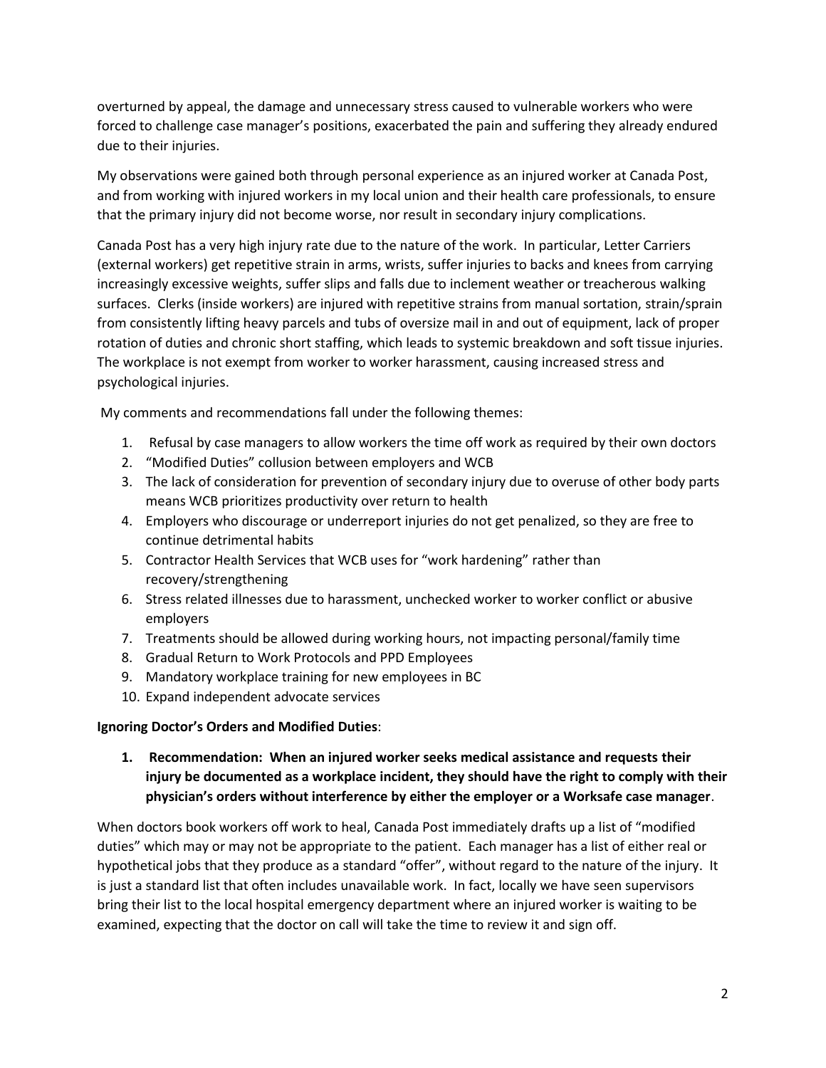overturned by appeal, the damage and unnecessary stress caused to vulnerable workers who were forced to challenge case manager's positions, exacerbated the pain and suffering they already endured due to their injuries.

My observations were gained both through personal experience as an injured worker at Canada Post, and from working with injured workers in my local union and their health care professionals, to ensure that the primary injury did not become worse, nor result in secondary injury complications.

Canada Post has a very high injury rate due to the nature of the work. In particular, Letter Carriers (external workers) get repetitive strain in arms, wrists, suffer injuries to backs and knees from carrying increasingly excessive weights, suffer slips and falls due to inclement weather or treacherous walking surfaces. Clerks (inside workers) are injured with repetitive strains from manual sortation, strain/sprain from consistently lifting heavy parcels and tubs of oversize mail in and out of equipment, lack of proper rotation of duties and chronic short staffing, which leads to systemic breakdown and soft tissue injuries. The workplace is not exempt from worker to worker harassment, causing increased stress and psychological injuries.

My comments and recommendations fall under the following themes:

1. Refusal by case managers to allow workers the time off work as required by their own doctors
2. "Modified Duties" collusion between employers and WCB
3. The lack of consideration for prevention of secondary injury due to overuse of other body parts means WCB prioritizes productivity over return to health
4. Employers who discourage or underreport injuries do not get penalized, so they are free to continue detrimental habits
5. Contractor Health Services that WCB uses for "work hardening" rather than recovery/strengthening
6. Stress related illnesses due to harassment, unchecked worker to worker conflict or abusive employers
7. Treatments should be allowed during working hours, not impacting personal/family time
8. Gradual Return to Work Protocols and PPD Employees
9. Mandatory workplace training for new employees in BC
10. Expand independent advocate services

**Ignoring Doctor's Orders and Modified Duties**:

1. **Recommendation: When an injured worker seeks medical assistance and requests their injury be documented as a workplace incident, they should have the right to comply with their physician's orders without interference by either the employer or a Worksafe case manager**.

When doctors book workers off work to heal, Canada Post immediately drafts up a list of "modified duties" which may or may not be appropriate to the patient. Each manager has a list of either real or hypothetical jobs that they produce as a standard "offer", without regard to the nature of the injury. It is just a standard list that often includes unavailable work. In fact, locally we have seen supervisors bring their list to the local hospital emergency department where an injured worker is waiting to be examined, expecting that the doctor on call will take the time to review it and sign off.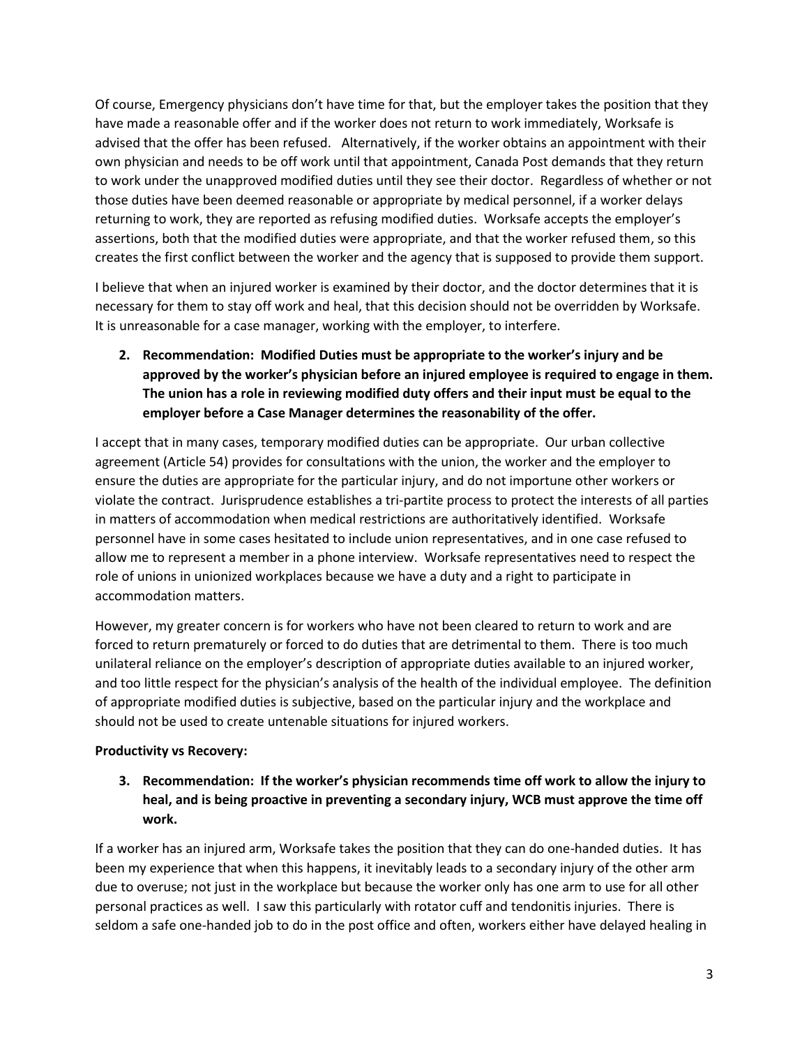Of course, Emergency physicians don't have time for that, but the employer takes the position that they have made a reasonable offer and if the worker does not return to work immediately, Worksafe is advised that the offer has been refused. Alternatively, if the worker obtains an appointment with their own physician and needs to be off work until that appointment, Canada Post demands that they return to work under the unapproved modified duties until they see their doctor. Regardless of whether or not those duties have been deemed reasonable or appropriate by medical personnel, if a worker delays returning to work, they are reported as refusing modified duties. Worksafe accepts the employer's assertions, both that the modified duties were appropriate, and that the worker refused them, so this creates the first conflict between the worker and the agency that is supposed to provide them support.

I believe that when an injured worker is examined by their doctor, and the doctor determines that it is necessary for them to stay off work and heal, that this decision should not be overridden by Worksafe. It is unreasonable for a case manager, working with the employer, to interfere.

2. **Recommendation: Modified Duties must be appropriate to the worker's injury and be approved by the worker's physician before an injured employee is required to engage in them. The union has a role in reviewing modified duty offers and their input must be equal to the employer before a Case Manager determines the reasonability of the offer.**

I accept that in many cases, temporary modified duties can be appropriate. Our urban collective agreement (Article 54) provides for consultations with the union, the worker and the employer to ensure the duties are appropriate for the particular injury, and do not importune other workers or violate the contract. Jurisprudence establishes a tri-partite process to protect the interests of all parties in matters of accommodation when medical restrictions are authoritatively identified. Worksafe personnel have in some cases hesitated to include union representatives, and in one case refused to allow me to represent a member in a phone interview. Worksafe representatives need to respect the role of unions in unionized workplaces because we have a duty and a right to participate in accommodation matters.

However, my greater concern is for workers who have not been cleared to return to work and are forced to return prematurely or forced to do duties that are detrimental to them. There is too much unilateral reliance on the employer's description of appropriate duties available to an injured worker, and too little respect for the physician's analysis of the health of the individual employee. The definition of appropriate modified duties is subjective, based on the particular injury and the workplace and should not be used to create untenable situations for injured workers.

**Productivity vs Recovery:**

3. **Recommendation: If the worker's physician recommends time off work to allow the injury to heal, and is being proactive in preventing a secondary injury, WCB must approve the time off work.**

If a worker has an injured arm, Worksafe takes the position that they can do one-handed duties. It has been my experience that when this happens, it inevitably leads to a secondary injury of the other arm due to overuse; not just in the workplace but because the worker only has one arm to use for all other personal practices as well. I saw this particularly with rotator cuff and tendonitis injuries. There is seldom a safe one-handed job to do in the post office and often, workers either have delayed healing in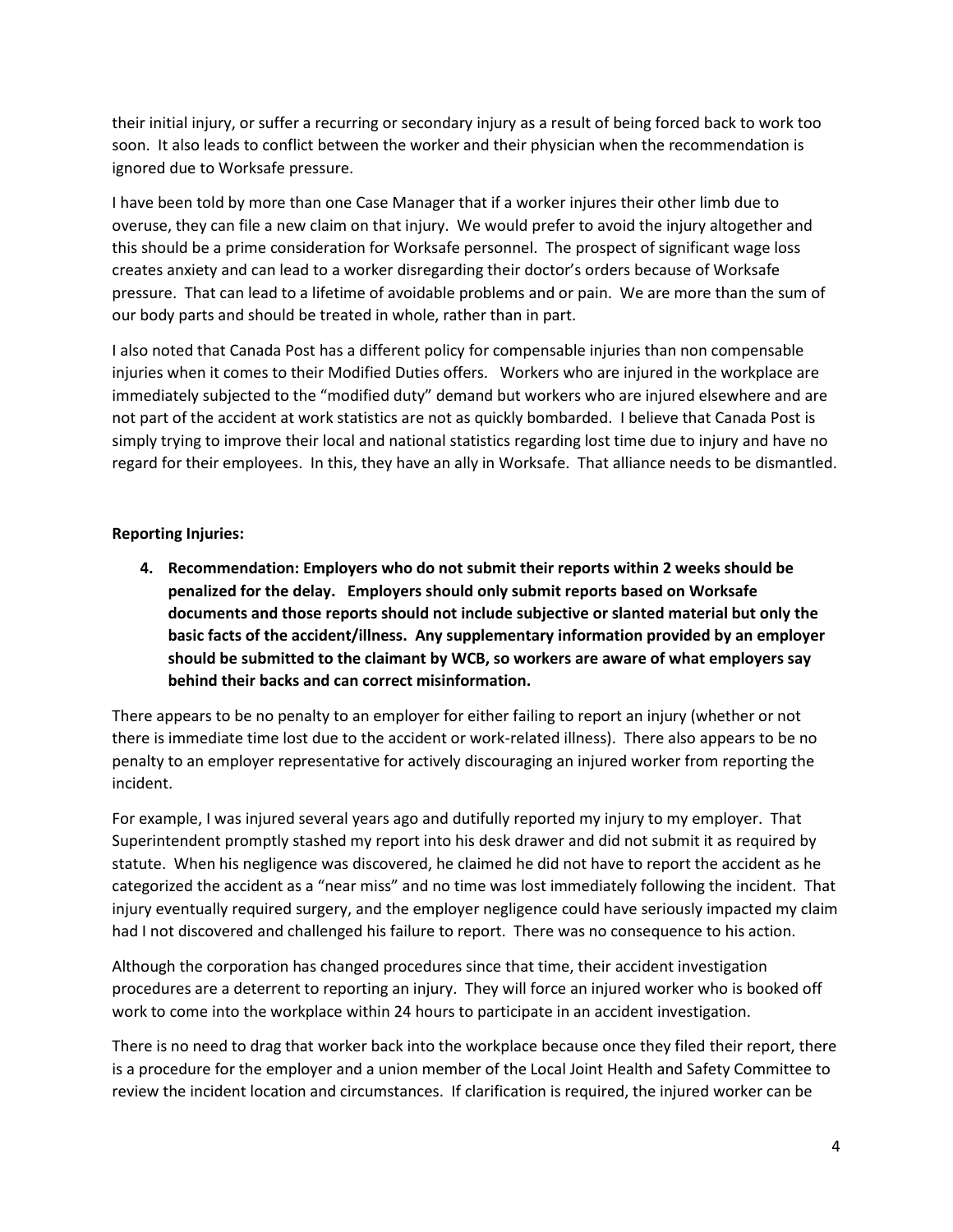their initial injury, or suffer a recurring or secondary injury as a result of being forced back to work too soon. It also leads to conflict between the worker and their physician when the recommendation is ignored due to Worksafe pressure.

I have been told by more than one Case Manager that if a worker injures their other limb due to overuse, they can file a new claim on that injury. We would prefer to avoid the injury altogether and this should be a prime consideration for Worksafe personnel. The prospect of significant wage loss creates anxiety and can lead to a worker disregarding their doctor's orders because of Worksafe pressure. That can lead to a lifetime of avoidable problems and or pain. We are more than the sum of our body parts and should be treated in whole, rather than in part.

I also noted that Canada Post has a different policy for compensable injuries than non compensable injuries when it comes to their Modified Duties offers. Workers who are injured in the workplace are immediately subjected to the "modified duty" demand but workers who are injured elsewhere and are not part of the accident at work statistics are not as quickly bombarded. I believe that Canada Post is simply trying to improve their local and national statistics regarding lost time due to injury and have no regard for their employees. In this, they have an ally in Worksafe. That alliance needs to be dismantled.

**Reporting Injuries:**

4. **Recommendation: Employers who do not submit their reports within 2 weeks should be penalized for the delay. Employers should only submit reports based on Worksafe documents and those reports should not include subjective or slanted material but only the basic facts of the accident/illness. Any supplementary information provided by an employer should be submitted to the claimant by WCB, so workers are aware of what employers say behind their backs and can correct misinformation.**

There appears to be no penalty to an employer for either failing to report an injury (whether or not there is immediate time lost due to the accident or work-related illness). There also appears to be no penalty to an employer representative for actively discouraging an injured worker from reporting the incident.

For example, I was injured several years ago and dutifully reported my injury to my employer. That Superintendent promptly stashed my report into his desk drawer and did not submit it as required by statute. When his negligence was discovered, he claimed he did not have to report the accident as he categorized the accident as a "near miss" and no time was lost immediately following the incident. That injury eventually required surgery, and the employer negligence could have seriously impacted my claim had I not discovered and challenged his failure to report. There was no consequence to his action.

Although the corporation has changed procedures since that time, their accident investigation procedures are a deterrent to reporting an injury. They will force an injured worker who is booked off work to come into the workplace within 24 hours to participate in an accident investigation.

There is no need to drag that worker back into the workplace because once they filed their report, there is a procedure for the employer and a union member of the Local Joint Health and Safety Committee to review the incident location and circumstances. If clarification is required, the injured worker can be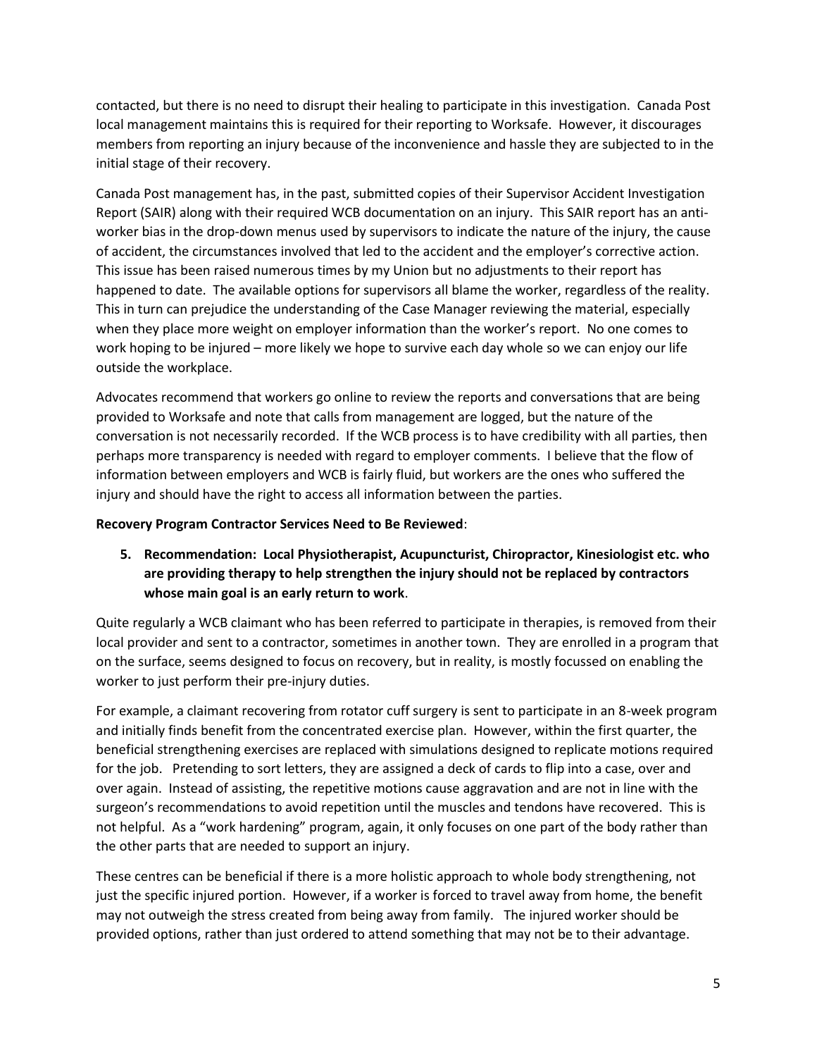contacted, but there is no need to disrupt their healing to participate in this investigation. Canada Post local management maintains this is required for their reporting to Worksafe. However, it discourages members from reporting an injury because of the inconvenience and hassle they are subjected to in the initial stage of their recovery.

Canada Post management has, in the past, submitted copies of their Supervisor Accident Investigation Report (SAIR) along with their required WCB documentation on an injury. This SAIR report has an anti-worker bias in the drop-down menus used by supervisors to indicate the nature of the injury, the cause of accident, the circumstances involved that led to the accident and the employer's corrective action. This issue has been raised numerous times by my Union but no adjustments to their report has happened to date. The available options for supervisors all blame the worker, regardless of the reality. This in turn can prejudice the understanding of the Case Manager reviewing the material, especially when they place more weight on employer information than the worker's report. No one comes to work hoping to be injured – more likely we hope to survive each day whole so we can enjoy our life outside the workplace.

Advocates recommend that workers go online to review the reports and conversations that are being provided to Worksafe and note that calls from management are logged, but the nature of the conversation is not necessarily recorded. If the WCB process is to have credibility with all parties, then perhaps more transparency is needed with regard to employer comments. I believe that the flow of information between employers and WCB is fairly fluid, but workers are the ones who suffered the injury and should have the right to access all information between the parties.

**Recovery Program Contractor Services Need to Be Reviewed**:

5. **Recommendation: Local Physiotherapist, Acupuncturist, Chiropractor, Kinesiologist etc. who are providing therapy to help strengthen the injury should not be replaced by contractors whose main goal is an early return to work**.

Quite regularly a WCB claimant who has been referred to participate in therapies, is removed from their local provider and sent to a contractor, sometimes in another town. They are enrolled in a program that on the surface, seems designed to focus on recovery, but in reality, is mostly focussed on enabling the worker to just perform their pre-injury duties.

For example, a claimant recovering from rotator cuff surgery is sent to participate in an 8-week program and initially finds benefit from the concentrated exercise plan. However, within the first quarter, the beneficial strengthening exercises are replaced with simulations designed to replicate motions required for the job. Pretending to sort letters, they are assigned a deck of cards to flip into a case, over and over again. Instead of assisting, the repetitive motions cause aggravation and are not in line with the surgeon's recommendations to avoid repetition until the muscles and tendons have recovered. This is not helpful. As a "work hardening" program, again, it only focuses on one part of the body rather than the other parts that are needed to support an injury.

These centres can be beneficial if there is a more holistic approach to whole body strengthening, not just the specific injured portion. However, if a worker is forced to travel away from home, the benefit may not outweigh the stress created from being away from family. The injured worker should be provided options, rather than just ordered to attend something that may not be to their advantage.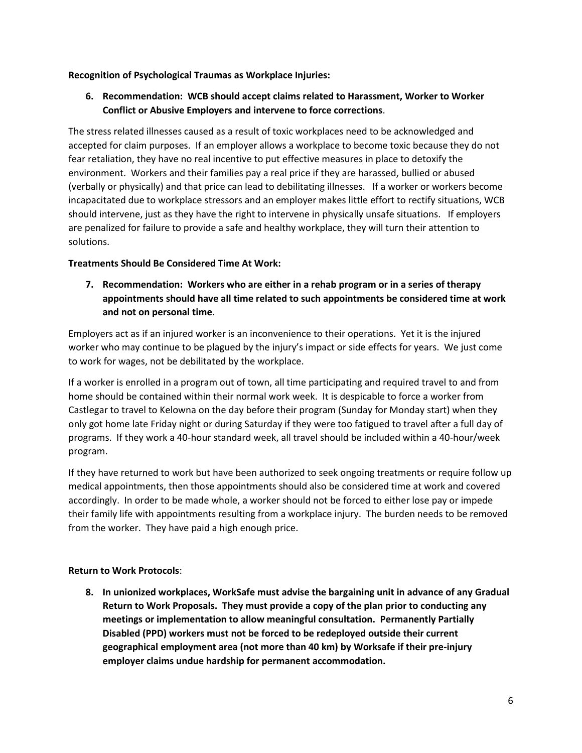**Recognition of Psychological Traumas as Workplace Injuries:**

6. **Recommendation: WCB should accept claims related to Harassment, Worker to Worker Conflict or Abusive Employers and intervene to force corrections**.

The stress related illnesses caused as a result of toxic workplaces need to be acknowledged and accepted for claim purposes. If an employer allows a workplace to become toxic because they do not fear retaliation, they have no real incentive to put effective measures in place to detoxify the environment. Workers and their families pay a real price if they are harassed, bullied or abused (verbally or physically) and that price can lead to debilitating illnesses. If a worker or workers become incapacitated due to workplace stressors and an employer makes little effort to rectify situations, WCB should intervene, just as they have the right to intervene in physically unsafe situations. If employers are penalized for failure to provide a safe and healthy workplace, they will turn their attention to solutions.

**Treatments Should Be Considered Time At Work:**

7. **Recommendation: Workers who are either in a rehab program or in a series of therapy appointments should have all time related to such appointments be considered time at work and not on personal time**.

Employers act as if an injured worker is an inconvenience to their operations. Yet it is the injured worker who may continue to be plagued by the injury's impact or side effects for years. We just come to work for wages, not be debilitated by the workplace.

If a worker is enrolled in a program out of town, all time participating and required travel to and from home should be contained within their normal work week. It is despicable to force a worker from Castlegar to travel to Kelowna on the day before their program (Sunday for Monday start) when they only got home late Friday night or during Saturday if they were too fatigued to travel after a full day of programs. If they work a 40-hour standard week, all travel should be included within a 40-hour/week program.

If they have returned to work but have been authorized to seek ongoing treatments or require follow up medical appointments, then those appointments should also be considered time at work and covered accordingly. In order to be made whole, a worker should not be forced to either lose pay or impede their family life with appointments resulting from a workplace injury. The burden needs to be removed from the worker. They have paid a high enough price.

**Return to Work Protocols**:

8. **In unionized workplaces, WorkSafe must advise the bargaining unit in advance of any Gradual Return to Work Proposals. They must provide a copy of the plan prior to conducting any meetings or implementation to allow meaningful consultation. Permanently Partially Disabled (PPD) workers must not be forced to be redeployed outside their current geographical employment area (not more than 40 km) by Worksafe if their pre-injury employer claims undue hardship for permanent accommodation.**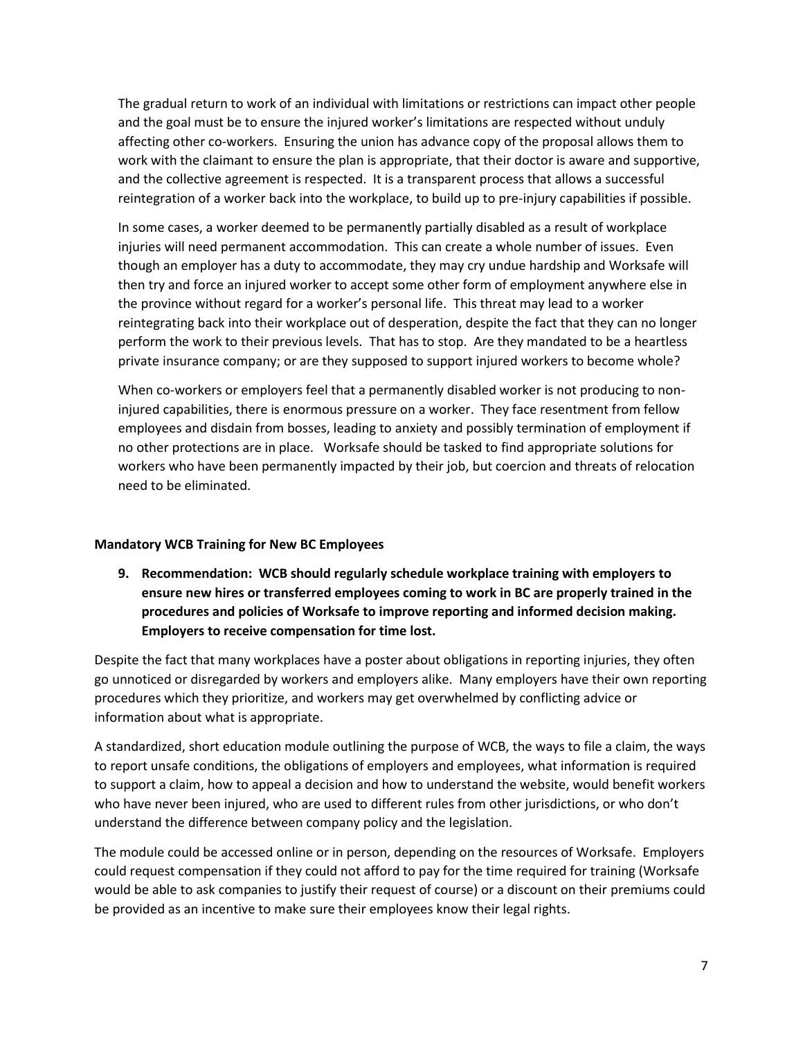The gradual return to work of an individual with limitations or restrictions can impact other people and the goal must be to ensure the injured worker's limitations are respected without unduly affecting other co-workers. Ensuring the union has advance copy of the proposal allows them to work with the claimant to ensure the plan is appropriate, that their doctor is aware and supportive, and the collective agreement is respected. It is a transparent process that allows a successful reintegration of a worker back into the workplace, to build up to pre-injury capabilities if possible.

In some cases, a worker deemed to be permanently partially disabled as a result of workplace injuries will need permanent accommodation. This can create a whole number of issues. Even though an employer has a duty to accommodate, they may cry undue hardship and Worksafe will then try and force an injured worker to accept some other form of employment anywhere else in the province without regard for a worker's personal life. This threat may lead to a worker reintegrating back into their workplace out of desperation, despite the fact that they can no longer perform the work to their previous levels. That has to stop. Are they mandated to be a heartless private insurance company; or are they supposed to support injured workers to become whole?

When co-workers or employers feel that a permanently disabled worker is not producing to non-injured capabilities, there is enormous pressure on a worker. They face resentment from fellow employees and disdain from bosses, leading to anxiety and possibly termination of employment if no other protections are in place. Worksafe should be tasked to find appropriate solutions for workers who have been permanently impacted by their job, but coercion and threats of relocation need to be eliminated.

**Mandatory WCB Training for New BC Employees**

9. **Recommendation: WCB should regularly schedule workplace training with employers to ensure new hires or transferred employees coming to work in BC are properly trained in the procedures and policies of Worksafe to improve reporting and informed decision making. Employers to receive compensation for time lost.**

Despite the fact that many workplaces have a poster about obligations in reporting injuries, they often go unnoticed or disregarded by workers and employers alike. Many employers have their own reporting procedures which they prioritize, and workers may get overwhelmed by conflicting advice or information about what is appropriate.

A standardized, short education module outlining the purpose of WCB, the ways to file a claim, the ways to report unsafe conditions, the obligations of employers and employees, what information is required to support a claim, how to appeal a decision and how to understand the website, would benefit workers who have never been injured, who are used to different rules from other jurisdictions, or who don't understand the difference between company policy and the legislation.

The module could be accessed online or in person, depending on the resources of Worksafe. Employers could request compensation if they could not afford to pay for the time required for training (Worksafe would be able to ask companies to justify their request of course) or a discount on their premiums could be provided as an incentive to make sure their employees know their legal rights.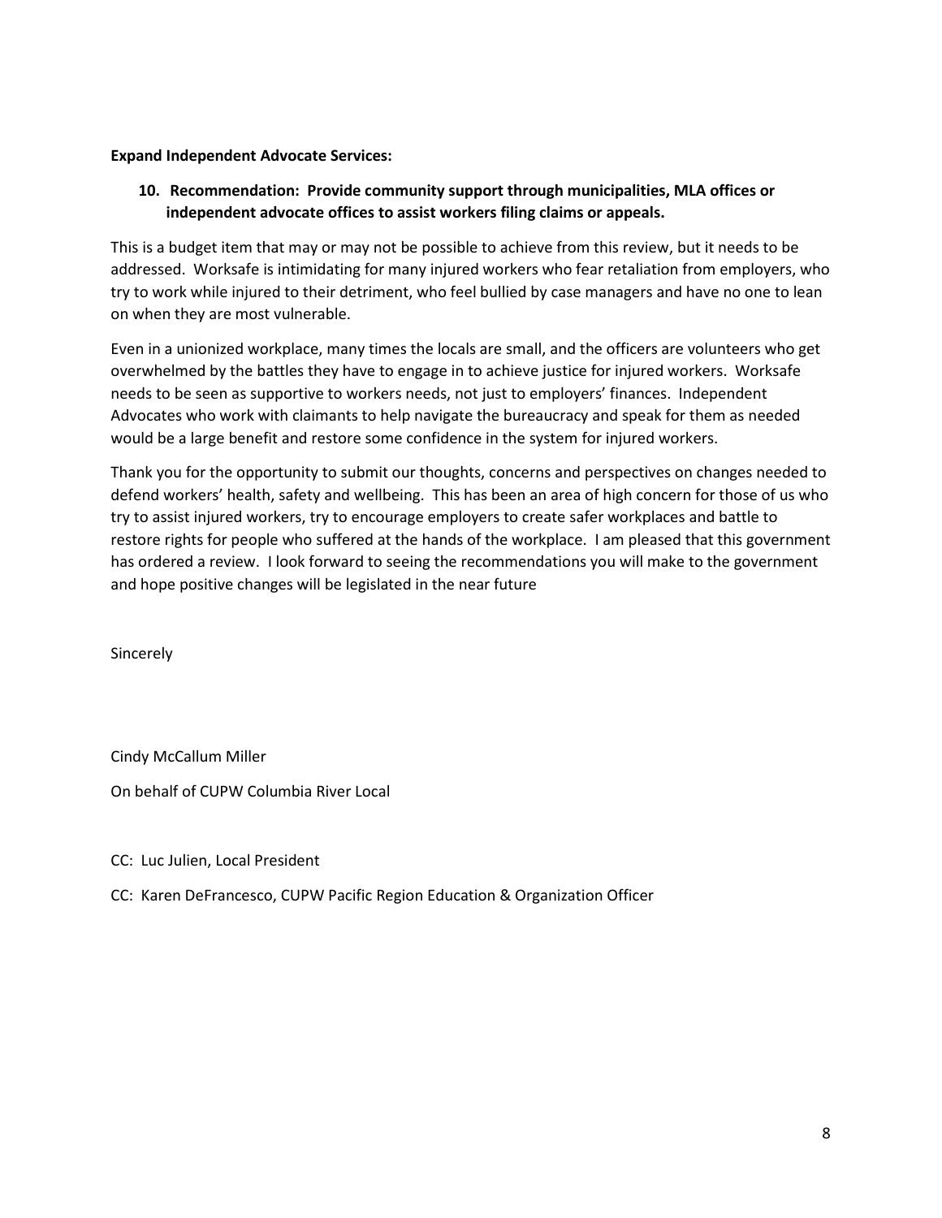**Expand Independent Advocate Services:**

10. **Recommendation: Provide community support through municipalities, MLA offices or independent advocate offices to assist workers filing claims or appeals.**

This is a budget item that may or may not be possible to achieve from this review, but it needs to be addressed. Worksafe is intimidating for many injured workers who fear retaliation from employers, who try to work while injured to their detriment, who feel bullied by case managers and have no one to lean on when they are most vulnerable.

Even in a unionized workplace, many times the locals are small, and the officers are volunteers who get overwhelmed by the battles they have to engage in to achieve justice for injured workers. Worksafe needs to be seen as supportive to workers needs, not just to employers' finances. Independent Advocates who work with claimants to help navigate the bureaucracy and speak for them as needed would be a large benefit and restore some confidence in the system for injured workers.

Thank you for the opportunity to submit our thoughts, concerns and perspectives on changes needed to defend workers' health, safety and wellbeing. This has been an area of high concern for those of us who try to assist injured workers, try to encourage employers to create safer workplaces and battle to restore rights for people who suffered at the hands of the workplace. I am pleased that this government has ordered a review. I look forward to seeing the recommendations you will make to the government and hope positive changes will be legislated in the near future

Sincerely

Cindy McCallum Miller

On behalf of CUPW Columbia River Local

CC: Luc Julien, Local President

CC: Karen DeFrancesco, CUPW Pacific Region Education & Organization Officer